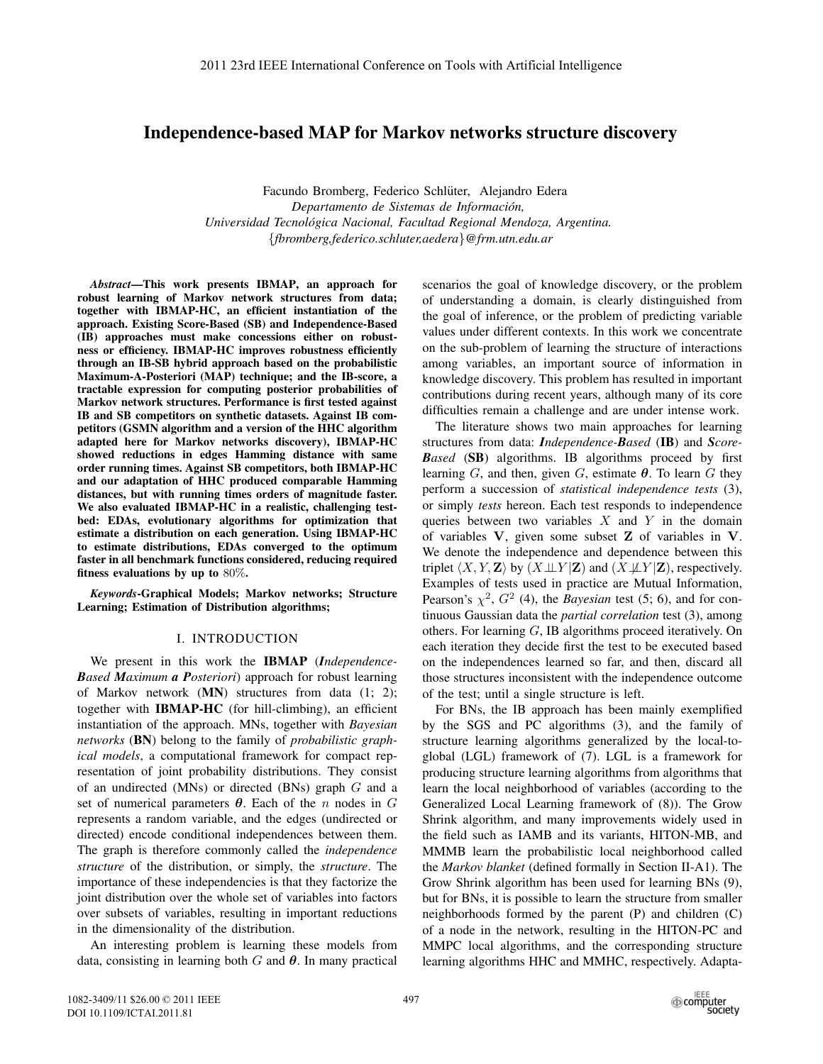# Independence-based MAP for Markov networks structure discovery

Facundo Bromberg, Federico Schlüter, Alejandro Edera
*Departamento de Sistemas de Información,*
*Universidad Tecnológica Nacional, Facultad Regional Mendoza, Argentina.*
{*fbromberg,federico.schluter,aedera*}*@frm.utn.edu.ar*

***Abstract*—This work presents IBMAP, an approach for robust learning of Markov network structures from data; together with IBMAP-HC, an efficient instantiation of the approach. Existing Score-Based (SB) and Independence-Based (IB) approaches must make concessions either on robustness or efficiency. IBMAP-HC improves robustness efficiently through an IB-SB hybrid approach based on the probabilistic Maximum-A-Posteriori (MAP) technique; and the IB-score, a tractable expression for computing posterior probabilities of Markov network structures. Performance is first tested against IB and SB competitors on synthetic datasets. Against IB competitors (GSMN algorithm and a version of the HHC algorithm adapted here for Markov networks discovery), IBMAP-HC showed reductions in edges Hamming distance with same order running times. Against SB competitors, both IBMAP-HC and our adaptation of HHC produced comparable Hamming distances, but with running times orders of magnitude faster. We also evaluated IBMAP-HC in a realistic, challenging testbed: EDAs, evolutionary algorithms for optimization that estimate a distribution on each generation. Using IBMAP-HC to estimate distributions, EDAs converged to the optimum faster in all benchmark functions considered, reducing required fitness evaluations by up to $80\%$.**

***Keywords*-Graphical Models; Markov networks; Structure Learning; Estimation of Distribution algorithms;**

## I. INTRODUCTION

We present in this work the **IBMAP** (***I**ndependence-**B**ased **M**aximum **a P**osteriori*) approach for robust learning of Markov network (**MN**) structures from data (1; 2); together with **IBMAP-HC** (for hill-climbing), an efficient instantiation of the approach. MNs, together with *Bayesian networks* (**BN**) belong to the family of *probabilistic graphical models*, a computational framework for compact representation of joint probability distributions. They consist of an undirected (MNs) or directed (BNs) graph $G$ and a set of numerical parameters $\boldsymbol{\theta}$. Each of the $n$ nodes in $G$ represents a random variable, and the edges (undirected or directed) encode conditional independences between them. The graph is therefore commonly called the *independence structure* of the distribution, or simply, the *structure*. The importance of these independencies is that they factorize the joint distribution over the whole set of variables into factors over subsets of variables, resulting in important reductions in the dimensionality of the distribution.

An interesting problem is learning these models from data, consisting in learning both $G$ and $\boldsymbol{\theta}$. In many practical scenarios the goal of knowledge discovery, or the problem of understanding a domain, is clearly distinguished from the goal of inference, or the problem of predicting variable values under different contexts. In this work we concentrate on the sub-problem of learning the structure of interactions among variables, an important source of information in knowledge discovery. This problem has resulted in important contributions during recent years, although many of its core difficulties remain a challenge and are under intense work.

The literature shows two main approaches for learning structures from data: ***I**ndependence-**B**ased* (**IB**) and ***S**core-**B**ased* (**SB**) algorithms. IB algorithms proceed by first learning $G$, and then, given $G$, estimate $\boldsymbol{\theta}$. To learn $G$ they perform a succession of *statistical independence tests* (3), or simply *tests* hereon. Each test responds to independence queries between two variables $X$ and $Y$ in the domain of variables $\mathbf{V}$, given some subset $\mathbf{Z}$ of variables in $\mathbf{V}$. We denote the independence and dependence between this triplet $\langle X, Y, \mathbf{Z}\rangle$ by $(X \perp\!\!\!\perp Y | \mathbf{Z})$ and $(X \not\perp\!\!\!\perp Y | \mathbf{Z})$, respectively. Examples of tests used in practice are Mutual Information, Pearson's $\chi^2$, $G^2$ (4), the *Bayesian* test (5; 6), and for continuous Gaussian data the *partial correlation* test (3), among others. For learning $G$, IB algorithms proceed iteratively. On each iteration they decide first the test to be executed based on the independences learned so far, and then, discard all those structures inconsistent with the independence outcome of the test; until a single structure is left.

For BNs, the IB approach has been mainly exemplified by the SGS and PC algorithms (3), and the family of structure learning algorithms generalized by the local-to-global (LGL) framework of (7). LGL is a framework for producing structure learning algorithms from algorithms that learn the local neighborhood of variables (according to the Generalized Local Learning framework of (8)). The Grow Shrink algorithm, and many improvements widely used in the field such as IAMB and its variants, HITON-MB, and MMMB learn the probabilistic local neighborhood called the *Markov blanket* (defined formally in Section II-A1). The Grow Shrink algorithm has been used for learning BNs (9), but for BNs, it is possible to learn the structure from smaller neighborhoods formed by the parent (P) and children (C) of a node in the network, resulting in the HITON-PC and MMPC local algorithms, and the corresponding structure learning algorithms HHC and MMHC, respectively. Adapta-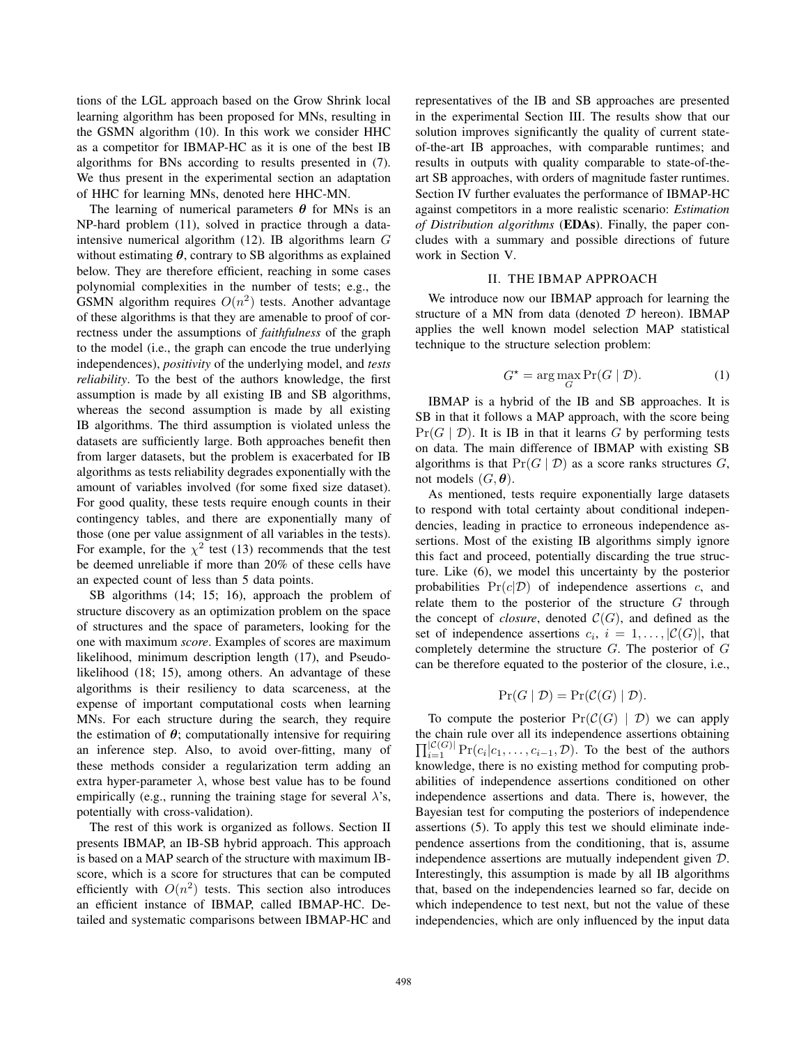tions of the LGL approach based on the Grow Shrink local learning algorithm has been proposed for MNs, resulting in the GSMN algorithm (10). In this work we consider HHC as a competitor for IBMAP-HC as it is one of the best IB algorithms for BNs according to results presented in (7). We thus present in the experimental section an adaptation of HHC for learning MNs, denoted here HHC-MN.

The learning of numerical parameters $\boldsymbol{\theta}$ for MNs is an NP-hard problem (11), solved in practice through a data-intensive numerical algorithm (12). IB algorithms learn $G$ without estimating $\boldsymbol{\theta}$, contrary to SB algorithms as explained below. They are therefore efficient, reaching in some cases polynomial complexities in the number of tests; e.g., the GSMN algorithm requires $O(n^2)$ tests. Another advantage of these algorithms is that they are amenable to proof of correctness under the assumptions of *faithfulness* of the graph to the model (i.e., the graph can encode the true underlying independences), *positivity* of the underlying model, and *tests reliability*. To the best of the authors knowledge, the first assumption is made by all existing IB and SB algorithms, whereas the second assumption is made by all existing IB algorithms. The third assumption is violated unless the datasets are sufficiently large. Both approaches benefit then from larger datasets, but the problem is exacerbated for IB algorithms as tests reliability degrades exponentially with the amount of variables involved (for some fixed size dataset). For good quality, these tests require enough counts in their contingency tables, and there are exponentially many of those (one per value assignment of all variables in the tests). For example, for the $\chi^2$ test (13) recommends that the test be deemed unreliable if more than 20% of these cells have an expected count of less than 5 data points.

SB algorithms (14; 15; 16), approach the problem of structure discovery as an optimization problem on the space of structures and the space of parameters, looking for the one with maximum *score*. Examples of scores are maximum likelihood, minimum description length (17), and Pseudo-likelihood (18; 15), among others. An advantage of these algorithms is their resiliency to data scarceness, at the expense of important computational costs when learning MNs. For each structure during the search, they require the estimation of $\boldsymbol{\theta}$; computationally intensive for requiring an inference step. Also, to avoid over-fitting, many of these methods consider a regularization term adding an extra hyper-parameter $\lambda$, whose best value has to be found empirically (e.g., running the training stage for several $\lambda$'s, potentially with cross-validation).

The rest of this work is organized as follows. Section II presents IBMAP, an IB-SB hybrid approach. This approach is based on a MAP search of the structure with maximum IB-score, which is a score for structures that can be computed efficiently with $O(n^2)$ tests. This section also introduces an efficient instance of IBMAP, called IBMAP-HC. Detailed and systematic comparisons between IBMAP-HC and representatives of the IB and SB approaches are presented in the experimental Section III. The results show that our solution improves significantly the quality of current state-of-the-art IB approaches, with comparable runtimes; and results in outputs with quality comparable to state-of-the-art SB approaches, with orders of magnitude faster runtimes. Section IV further evaluates the performance of IBMAP-HC against competitors in a more realistic scenario: *Estimation of Distribution algorithms* (**EDAs**). Finally, the paper concludes with a summary and possible directions of future work in Section V.

## II. The IBMAP Approach

We introduce now our IBMAP approach for learning the structure of a MN from data (denoted $\mathcal{D}$ hereon). IBMAP applies the well known model selection MAP statistical technique to the structure selection problem:

$$G^\star = \arg\max_G \Pr(G \mid \mathcal{D}). \tag{1}$$

IBMAP is a hybrid of the IB and SB approaches. It is SB in that it follows a MAP approach, with the score being $\Pr(G \mid \mathcal{D})$. It is IB in that it learns $G$ by performing tests on data. The main difference of IBMAP with existing SB algorithms is that $\Pr(G \mid \mathcal{D})$ as a score ranks structures $G$, not models $(G, \boldsymbol{\theta})$.

As mentioned, tests require exponentially large datasets to respond with total certainty about conditional independencies, leading in practice to erroneous independence assertions. Most of the existing IB algorithms simply ignore this fact and proceed, potentially discarding the true structure. Like (6), we model this uncertainty by the posterior probabilities $\Pr(c|\mathcal{D})$ of independence assertions $c$, and relate them to the posterior of the structure $G$ through the concept of *closure*, denoted $\mathcal{C}(G)$, and defined as the set of independence assertions $c_i$, $i = 1, \ldots, |\mathcal{C}(G)|$, that completely determine the structure $G$. The posterior of $G$ can be therefore equated to the posterior of the closure, i.e.,

$$\Pr(G \mid \mathcal{D}) = \Pr(\mathcal{C}(G) \mid \mathcal{D}).$$

To compute the posterior $\Pr(\mathcal{C}(G) \mid \mathcal{D})$ we can apply the chain rule over all its independence assertions obtaining $\prod_{i=1}^{|\mathcal{C}(G)|} \Pr(c_i|c_1, \ldots, c_{i-1}, \mathcal{D})$. To the best of the authors knowledge, there is no existing method for computing probabilities of independence assertions conditioned on other independence assertions and data. There is, however, the Bayesian test for computing the posteriors of independence assertions (5). To apply this test we should eliminate independence assertions from the conditioning, that is, assume independence assertions are mutually independent given $\mathcal{D}$. Interestingly, this assumption is made by all IB algorithms that, based on the independencies learned so far, decide on which independence to test next, but not the value of these independencies, which are only influenced by the input data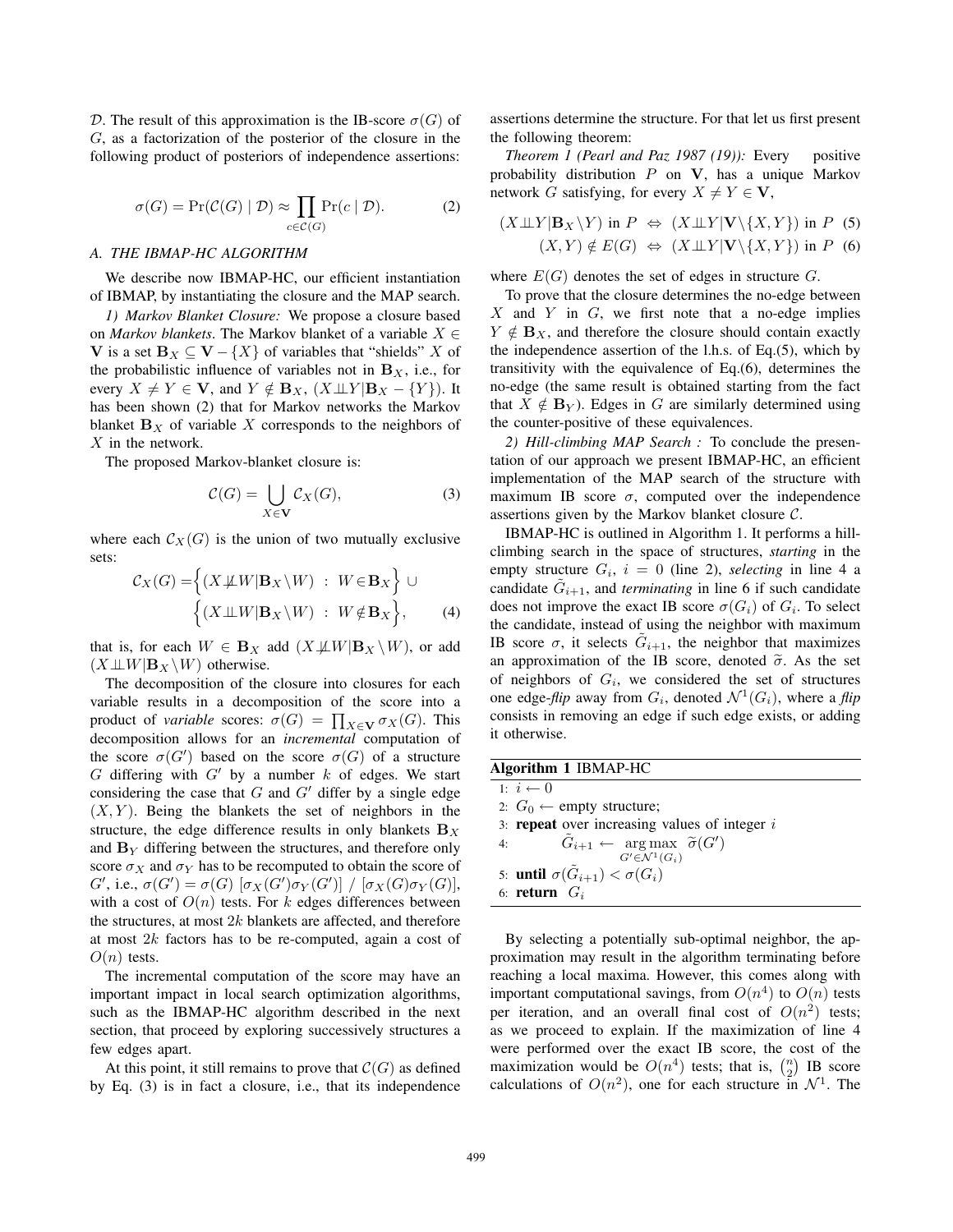$\mathcal{D}$. The result of this approximation is the IB-score $\sigma(G)$ of $G$, as a factorization of the posterior of the closure in the following product of posteriors of independence assertions:

$$\sigma(G) = \Pr(\mathcal{C}(G) \mid \mathcal{D}) \approx \prod_{c \in \mathcal{C}(G)} \Pr(c \mid \mathcal{D}). \tag{2}$$

### A. THE IBMAP-HC ALGORITHM

We describe now IBMAP-HC, our efficient instantiation of IBMAP, by instantiating the closure and the MAP search.

*1) Markov Blanket Closure:* We propose a closure based on *Markov blankets*. The Markov blanket of a variable $X \in \mathbf{V}$ is a set $\mathbf{B}_X \subseteq \mathbf{V} - \{X\}$ of variables that "shields" $X$ of the probabilistic influence of variables not in $\mathbf{B}_X$, i.e., for every $X \neq Y \in \mathbf{V}$, and $Y \notin \mathbf{B}_X$, $(X \perp\!\!\!\perp Y | \mathbf{B}_X - \{Y\})$. It has been shown (2) that for Markov networks the Markov blanket $\mathbf{B}_X$ of variable $X$ corresponds to the neighbors of $X$ in the network.

The proposed Markov-blanket closure is:

$$\mathcal{C}(G) = \bigcup_{X \in \mathbf{V}} \mathcal{C}_X(G), \tag{3}$$

where each $\mathcal{C}_X(G)$ is the union of two mutually exclusive sets:

$$\mathcal{C}_X(G) = \Big\{ (X \not\perp\!\!\!\perp W | \mathbf{B}_X \setminus W) \ : \ W \in \mathbf{B}_X \Big\} \cup \Big\{ (X \perp\!\!\!\perp W | \mathbf{B}_X \setminus W) \ : \ W \notin \mathbf{B}_X \Big\}, \tag{4}$$

that is, for each $W \in \mathbf{B}_X$ add $(X \not\perp\!\!\!\perp W | \mathbf{B}_X \setminus W)$, or add $(X \perp\!\!\!\perp W | \mathbf{B}_X \setminus W)$ otherwise.

The decomposition of the closure into closures for each variable results in a decomposition of the score into a product of *variable* scores: $\sigma(G) = \prod_{X \in \mathbf{V}} \sigma_X(G)$. This decomposition allows for an *incremental* computation of the score $\sigma(G')$ based on the score $\sigma(G)$ of a structure $G$ differing with $G'$ by a number $k$ of edges. We start considering the case that $G$ and $G'$ differ by a single edge $(X, Y)$. Being the blankets the set of neighbors in the structure, the edge difference results in only blankets $\mathbf{B}_X$ and $\mathbf{B}_Y$ differing between the structures, and therefore only score $\sigma_X$ and $\sigma_Y$ has to be recomputed to obtain the score of $G'$, i.e., $\sigma(G') = \sigma(G)\ [\sigma_X(G')\sigma_Y(G')]\ /\ [\sigma_X(G)\sigma_Y(G)]$, with a cost of $O(n)$ tests. For $k$ edges differences between the structures, at most $2k$ blankets are affected, and therefore at most $2k$ factors has to be re-computed, again a cost of $O(n)$ tests.

The incremental computation of the score may have an important impact in local search optimization algorithms, such as the IBMAP-HC algorithm described in the next section, that proceed by exploring successively structures a few edges apart.

At this point, it still remains to prove that $\mathcal{C}(G)$ as defined by Eq. (3) is in fact a closure, i.e., that its independence assertions determine the structure. For that let us first present the following theorem:

*Theorem 1 (Pearl and Paz 1987 (19)):* Every positive probability distribution $P$ on $\mathbf{V}$, has a unique Markov network $G$ satisfying, for every $X \neq Y \in \mathbf{V}$,

$$(X \perp\!\!\!\perp Y | \mathbf{B}_X \setminus Y) \text{ in } P \ \Leftrightarrow\ (X \perp\!\!\!\perp Y | \mathbf{V} \setminus \{X, Y\}) \text{ in } P \tag{5}$$

$$(X, Y) \notin E(G) \ \Leftrightarrow\ (X \perp\!\!\!\perp Y | \mathbf{V} \setminus \{X, Y\}) \text{ in } P \tag{6}$$

where $E(G)$ denotes the set of edges in structure $G$.

To prove that the closure determines the no-edge between $X$ and $Y$ in $G$, we first note that a no-edge implies $Y \notin \mathbf{B}_X$, and therefore the closure should contain exactly the independence assertion of the l.h.s. of Eq.(5), which by transitivity with the equivalence of Eq.(6), determines the no-edge (the same result is obtained starting from the fact that $X \notin \mathbf{B}_Y$). Edges in $G$ are similarly determined using the counter-positive of these equivalences.

*2) Hill-climbing MAP Search :* To conclude the presentation of our approach we present IBMAP-HC, an efficient implementation of the MAP search of the structure with maximum IB score $\sigma$, computed over the independence assertions given by the Markov blanket closure $\mathcal{C}$.

IBMAP-HC is outlined in Algorithm 1. It performs a hill-climbing search in the space of structures, ***starting*** in the empty structure $G_i$, $i = 0$ (line 2), ***selecting*** in line 4 a candidate $\tilde{G}_{i+1}$, and ***terminating*** in line 6 if such candidate does not improve the exact IB score $\sigma(G_i)$ of $G_i$. To select the candidate, instead of using the neighbor with maximum IB score $\sigma$, it selects $\tilde{G}_{i+1}$, the neighbor that maximizes an approximation of the IB score, denoted $\widetilde{\sigma}$. As the set of neighbors of $G_i$, we considered the set of structures one edge-***flip*** away from $G_i$, denoted $\mathcal{N}^1(G_i)$, where a ***flip*** consists in removing an edge if such edge exists, or adding it otherwise.

**Algorithm 1** IBMAP-HC

```
1: i ← 0
2: G_0 ← empty structure;
3: repeat over increasing values of integer i
4:        G̃_{i+1} ← argmax_{G' ∈ N^1(G_i)} σ̃(G')
5: until σ(G̃_{i+1}) < σ(G_i)
6: return G_i
```

By selecting a potentially sub-optimal neighbor, the approximation may result in the algorithm terminating before reaching a local maxima. However, this comes along with important computational savings, from $O(n^4)$ to $O(n)$ tests per iteration, and an overall final cost of $O(n^2)$ tests; as we proceed to explain. If the maximization of line 4 were performed over the exact IB score, the cost of the maximization would be $O(n^4)$ tests; that is, $\binom{n}{2}$ IB score calculations of $O(n^2)$, one for each structure in $\mathcal{N}^1$. The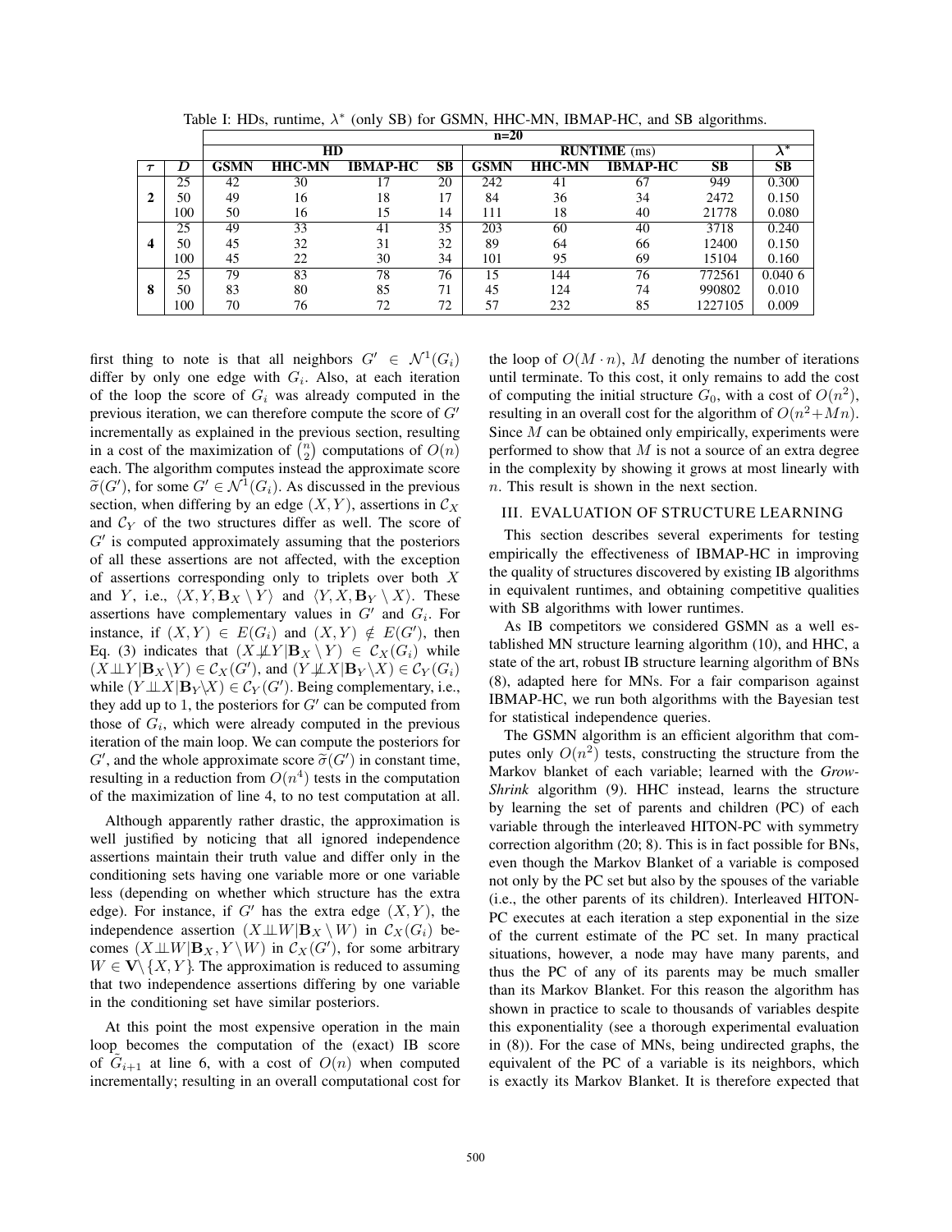Table I: HDs, runtime, $\lambda^*$ (only SB) for GSMN, HHC-MN, IBMAP-HC, and SB algorithms.

| | | n=20 | | | | | | | | |
|---|---|---|---|---|---|---|---|---|---|---|
| | | **HD** | | | | **RUNTIME** (ms) | | | | $\lambda^*$ |
| $\tau$ | $D$ | **GSMN** | **HHC-MN** | **IBMAP-HC** | **SB** | **GSMN** | **HHC-MN** | **IBMAP-HC** | **SB** | **SB** |
| **2** | 25 | 42 | 30 | 17 | 20 | 242 | 41 | 67 | 949 | 0.300 |
| | 50 | 49 | 16 | 18 | 17 | 84 | 36 | 34 | 2472 | 0.150 |
| | 100 | 50 | 16 | 15 | 14 | 111 | 18 | 40 | 21778 | 0.080 |
| **4** | 25 | 49 | 33 | 41 | 35 | 203 | 60 | 40 | 3718 | 0.240 |
| | 50 | 45 | 32 | 31 | 32 | 89 | 64 | 66 | 12400 | 0.150 |
| | 100 | 45 | 22 | 30 | 34 | 101 | 95 | 69 | 15104 | 0.160 |
| **8** | 25 | 79 | 83 | 78 | 76 | 15 | 144 | 76 | 772561 | 0.040 6 |
| | 50 | 83 | 80 | 85 | 71 | 45 | 124 | 74 | 990802 | 0.010 |
| | 100 | 70 | 76 | 72 | 72 | 57 | 232 | 85 | 1227105 | 0.009 |

first thing to note is that all neighbors $G' \in \mathcal{N}^1(G_i)$ differ by only one edge with $G_i$. Also, at each iteration of the loop the score of $G_i$ was already computed in the previous iteration, we can therefore compute the score of $G'$ incrementally as explained in the previous section, resulting in a cost of the maximization of $\binom{n}{2}$ computations of $O(n)$ each. The algorithm computes instead the approximate score $\widetilde{\sigma}(G')$, for some $G' \in \mathcal{N}^1(G_i)$. As discussed in the previous section, when differing by an edge $(X, Y)$, assertions in $\mathcal{C}_X$ and $\mathcal{C}_Y$ of the two structures differ as well. The score of $G'$ is computed approximately assuming that the posteriors of all these assertions are not affected, with the exception of assertions corresponding only to triplets over both $X$ and $Y$, i.e., $\langle X, Y, \mathbf{B}_X \setminus Y \rangle$ and $\langle Y, X, \mathbf{B}_Y \setminus X \rangle$. These assertions have complementary values in $G'$ and $G_i$. For instance, if $(X, Y) \in E(G_i)$ and $(X, Y) \notin E(G')$, then Eq. (3) indicates that $(X \not\perp\!\!\!\perp Y | \mathbf{B}_X \setminus Y) \in \mathcal{C}_X(G_i)$ while $(X \perp\!\!\!\perp Y | \mathbf{B}_X \setminus Y) \in \mathcal{C}_X(G')$, and $(Y \not\perp\!\!\!\perp X | \mathbf{B}_Y \setminus X) \in \mathcal{C}_Y(G_i)$ while $(Y \perp\!\!\!\perp X | \mathbf{B}_Y \setminus X) \in \mathcal{C}_Y(G')$. Being complementary, i.e., they add up to 1, the posteriors for $G'$ can be computed from those of $G_i$, which were already computed in the previous iteration of the main loop. We can compute the posteriors for $G'$, and the whole approximate score $\widetilde{\sigma}(G')$ in constant time, resulting in a reduction from $O(n^4)$ tests in the computation of the maximization of line 4, to no test computation at all.

Although apparently rather drastic, the approximation is well justified by noticing that all ignored independence assertions maintain their truth value and differ only in the conditioning sets having one variable more or one variable less (depending on whether which structure has the extra edge). For instance, if $G'$ has the extra edge $(X, Y)$, the independence assertion $(X \perp\!\!\!\perp W | \mathbf{B}_X \setminus W)$ in $\mathcal{C}_X(G_i)$ becomes $(X \perp\!\!\!\perp W | \mathbf{B}_X, Y \setminus W)$ in $\mathcal{C}_X(G')$, for some arbitrary $W \in \mathbf{V} \setminus \{X, Y\}$. The approximation is reduced to assuming that two independence assertions differing by one variable in the conditioning set have similar posteriors.

At this point the most expensive operation in the main loop becomes the computation of the (exact) IB score of $\widetilde{G}_{i+1}$ at line 6, with a cost of $O(n)$ when computed incrementally; resulting in an overall computational cost for the loop of $O(M \cdot n)$, $M$ denoting the number of iterations until terminate. To this cost, it only remains to add the cost of computing the initial structure $G_0$, with a cost of $O(n^2)$, resulting in an overall cost for the algorithm of $O(n^2 + Mn)$. Since $M$ can be obtained only empirically, experiments were performed to show that $M$ is not a source of an extra degree in the complexity by showing it grows at most linearly with $n$. This result is shown in the next section.

## III. Evaluation of Structure Learning

This section describes several experiments for testing empirically the effectiveness of IBMAP-HC in improving the quality of structures discovered by existing IB algorithms in equivalent runtimes, and obtaining competitive qualities with SB algorithms with lower runtimes.

As IB competitors we considered GSMN as a well established MN structure learning algorithm (10), and HHC, a state of the art, robust IB structure learning algorithm of BNs (8), adapted here for MNs. For a fair comparison against IBMAP-HC, we run both algorithms with the Bayesian test for statistical independence queries.

The GSMN algorithm is an efficient algorithm that computes only $O(n^2)$ tests, constructing the structure from the Markov blanket of each variable; learned with the *Grow-Shrink* algorithm (9). HHC instead, learns the structure by learning the set of parents and children (PC) of each variable through the interleaved HITON-PC with symmetry correction algorithm (20; 8). This is in fact possible for BNs, even though the Markov Blanket of a variable is composed not only by the PC set but also by the spouses of the variable (i.e., the other parents of its children). Interleaved HITON-PC executes at each iteration a step exponential in the size of the current estimate of the PC set. In many practical situations, however, a node may have many parents, and thus the PC of any of its parents may be much smaller than its Markov Blanket. For this reason the algorithm has shown in practice to scale to thousands of variables despite this exponentiality (see a thorough experimental evaluation in (8)). For the case of MNs, being undirected graphs, the equivalent of the PC of a variable is its neighbors, which is exactly its Markov Blanket. It is therefore expected that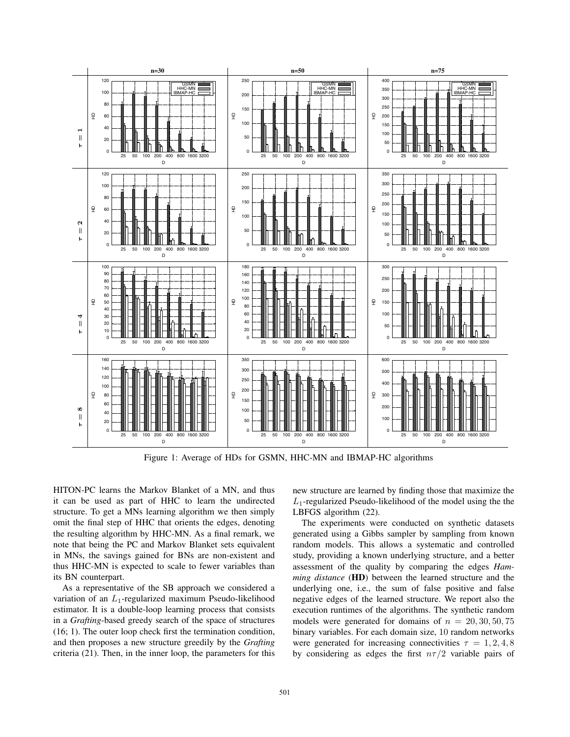Figure 1: Average of HDs for GSMN, HHC-MN and IBMAP-HC algorithms

HITON-PC learns the Markov Blanket of a MN, and thus it can be used as part of HHC to learn the undirected structure. To get a MNs learning algorithm we then simply omit the final step of HHC that orients the edges, denoting the resulting algorithm by HHC-MN. As a final remark, we note that being the PC and Markov Blanket sets equivalent in MNs, the savings gained for BNs are non-existent and thus HHC-MN is expected to scale to fewer variables than its BN counterpart.

As a representative of the SB approach we considered a variation of an $L_1$-regularized maximum Pseudo-likelihood estimator. It is a double-loop learning process that consists in a *Grafting*-based greedy search of the space of structures (16; 1). The outer loop check first the termination condition, and then proposes a new structure greedily by the *Grafting* criteria (21). Then, in the inner loop, the parameters for this new structure are learned by finding those that maximize the $L_1$-regularized Pseudo-likelihood of the model using the the LBFGS algorithm (22).

The experiments were conducted on synthetic datasets generated using a Gibbs sampler by sampling from known random models. This allows a systematic and controlled study, providing a known underlying structure, and a better assessment of the quality by comparing the edges *Hamming distance* (**HD**) between the learned structure and the underlying one, i.e., the sum of false positive and false negative edges of the learned structure. We report also the execution runtimes of the algorithms. The synthetic random models were generated for domains of $n = 20, 30, 50, 75$ binary variables. For each domain size, 10 random networks were generated for increasing connectivities $\tau = 1, 2, 4, 8$ by considering as edges the first $n\tau/2$ variable pairs of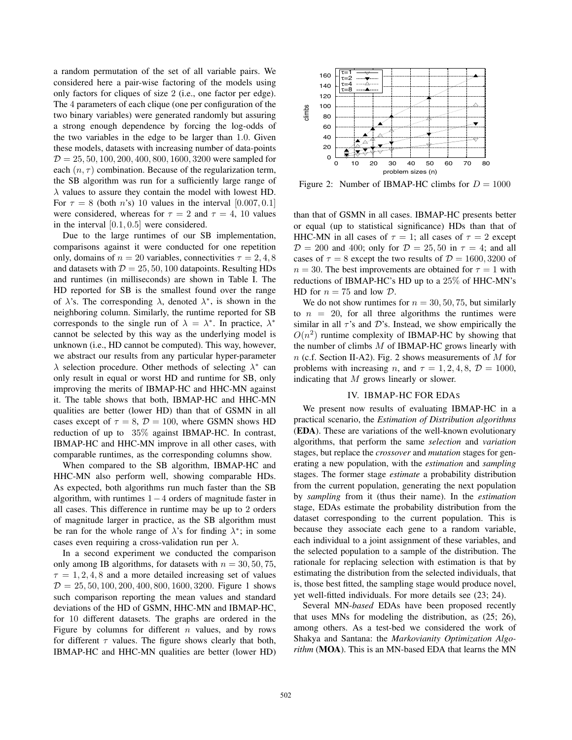a random permutation of the set of all variable pairs. We considered here a pair-wise factoring of the models using only factors for cliques of size 2 (i.e., one factor per edge). The 4 parameters of each clique (one per configuration of the two binary variables) were generated randomly but assuring a strong enough dependence by forcing the log-odds of the two variables in the edge to be larger than 1.0. Given these models, datasets with increasing number of data-points $\mathcal{D} = 25, 50, 100, 200, 400, 800, 1600, 3200$ were sampled for each $(n, \tau)$ combination. Because of the regularization term, the SB algorithm was run for a sufficiently large range of $\lambda$ values to assure they contain the model with lowest HD. For $\tau = 8$ (both $n$'s) 10 values in the interval $[0.007, 0.1]$ were considered, whereas for $\tau = 2$ and $\tau = 4$, 10 values in the interval $[0.1, 0.5]$ were considered.

Due to the large runtimes of our SB implementation, comparisons against it were conducted for one repetition only, domains of $n = 20$ variables, connectivities $\tau = 2, 4, 8$ and datasets with $\mathcal{D} = 25, 50, 100$ datapoints. Resulting HDs and runtimes (in milliseconds) are shown in Table I. The HD reported for SB is the smallest found over the range of $\lambda$'s. The corresponding $\lambda$, denoted $\lambda^*$, is shown in the neighboring column. Similarly, the runtime reported for SB corresponds to the single run of $\lambda = \lambda^*$. In practice, $\lambda^*$ cannot be selected by this way as the underlying model is unknown (i.e., HD cannot be computed). This way, however, we abstract our results from any particular hyper-parameter $\lambda$ selection procedure. Other methods of selecting $\lambda^*$ can only result in equal or worst HD and runtime for SB, only improving the merits of IBMAP-HC and HHC-MN against it. The table shows that both, IBMAP-HC and HHC-MN qualities are better (lower HD) than that of GSMN in all cases except of $\tau = 8$, $\mathcal{D} = 100$, where GSMN shows HD reduction of up to 35% against IBMAP-HC. In contrast, IBMAP-HC and HHC-MN improve in all other cases, with comparable runtimes, as the corresponding columns show.

When compared to the SB algorithm, IBMAP-HC and HHC-MN also perform well, showing comparable HDs. As expected, both algorithms run much faster than the SB algorithm, with runtimes $1-4$ orders of magnitude faster in all cases. This difference in runtime may be up to 2 orders of magnitude larger in practice, as the SB algorithm must be ran for the whole range of $\lambda$'s for finding $\lambda^*$; in some cases even requiring a cross-validation run per $\lambda$.

In a second experiment we conducted the comparison only among IB algorithms, for datasets with $n = 30, 50, 75$, $\tau = 1, 2, 4, 8$ and a more detailed increasing set of values $\mathcal{D} = 25, 50, 100, 200, 400, 800, 1600, 3200$. Figure 1 shows such comparison reporting the mean values and standard deviations of the HD of GSMN, HHC-MN and IBMAP-HC, for 10 different datasets. The graphs are ordered in the Figure by columns for different $n$ values, and by rows for different $\tau$ values. The figure shows clearly that both, IBMAP-HC and HHC-MN qualities are better (lower HD) than that of GSMN in all cases. IBMAP-HC presents better or equal (up to statistical significance) HDs than that of HHC-MN in all cases of $\tau = 1$; all cases of $\tau = 2$ except $\mathcal{D} = 200$ and 400; only for $\mathcal{D} = 25, 50$ in $\tau = 4$; and all cases of $\tau = 8$ except the two results of $\mathcal{D} = 1600, 3200$ of $n = 30$. The best improvements are obtained for $\tau = 1$ with reductions of IBMAP-HC's HD up to a 25% of HHC-MN's HD for $n = 75$ and low $\mathcal{D}$.

Figure 2: Number of IBMAP-HC climbs for $D = 1000$

We do not show runtimes for $n = 30, 50, 75$, but similarly to $n = 20$, for all three algorithms the runtimes were similar in all $\tau$'s and $\mathcal{D}$'s. Instead, we show empirically the $O(n^2)$ runtime complexity of IBMAP-HC by showing that the number of climbs $M$ of IBMAP-HC grows linearly with $n$ (c.f. Section II-A2). Fig. 2 shows measurements of $M$ for problems with increasing $n$, and $\tau = 1, 2, 4, 8$, $\mathcal{D} = 1000$, indicating that $M$ grows linearly or slower.

## IV. IBMAP-HC FOR EDAs

We present now results of evaluating IBMAP-HC in a practical scenario, the *Estimation of Distribution algorithms* (**EDA**). These are variations of the well-known evolutionary algorithms, that perform the same *selection* and *variation* stages, but replace the *crossover* and *mutation* stages for generating a new population, with the *estimation* and *sampling* stages. The former stage *estimate* a probability distribution from the current population, generating the next population by *sampling* from it (thus their name). In the *estimation* stage, EDAs estimate the probability distribution from the dataset corresponding to the current population. This is because they associate each gene to a random variable, each individual to a joint assignment of these variables, and the selected population to a sample of the distribution. The rationale for replacing selection with estimation is that by estimating the distribution from the selected individuals, that is, those best fitted, the sampling stage would produce novel, yet well-fitted individuals. For more details see (23; 24).

Several MN-*based* EDAs have been proposed recently that uses MNs for modeling the distribution, as (25; 26), among others. As a test-bed we considered the work of Shakya and Santana: the *Markovianity Optimization Algorithm* (**MOA**). This is an MN-based EDA that learns the MN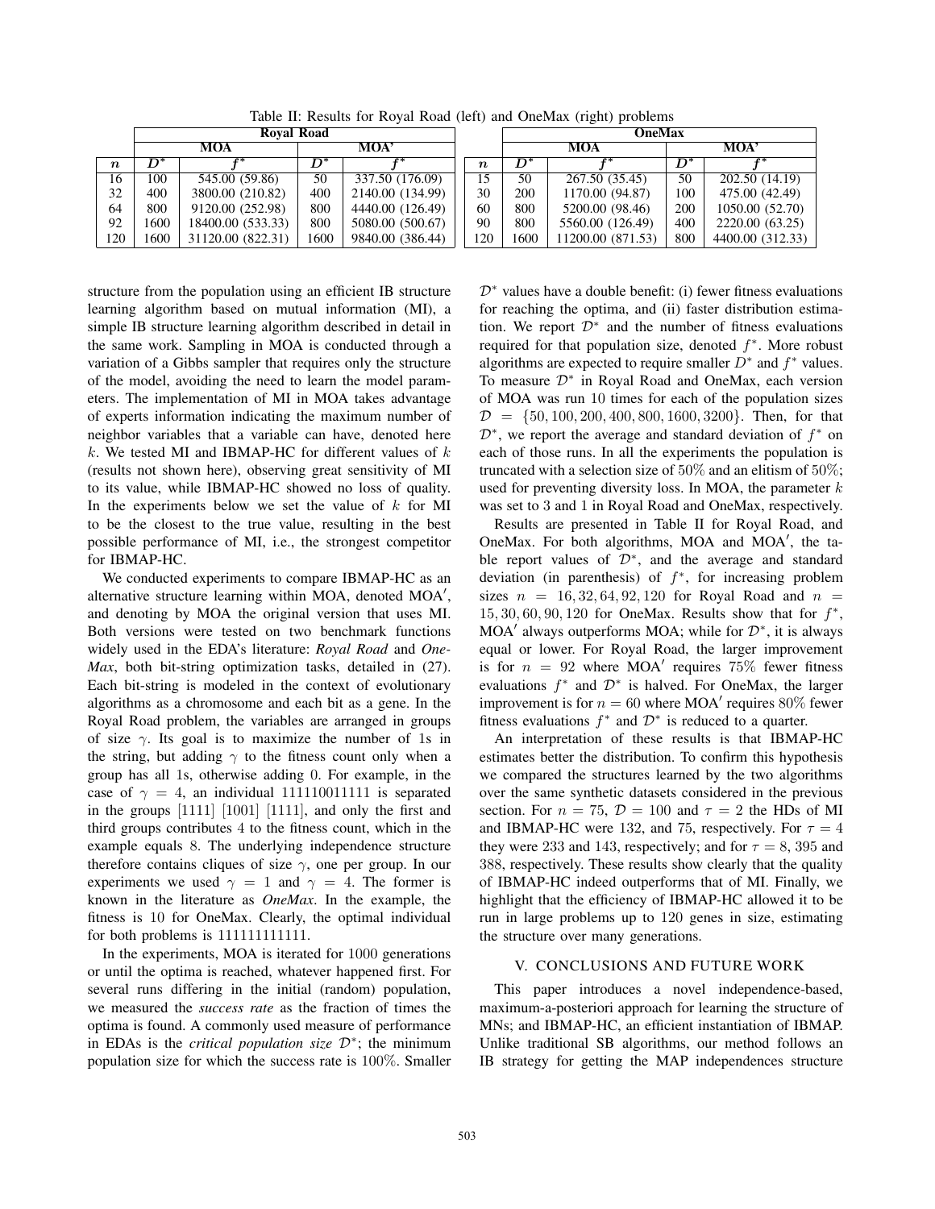Table II: Results for Royal Road (left) and OneMax (right) problems

| | Royal Road | | | | | OneMax | | | |
|---|---|---|---|---|---|---|---|---|---|
| | MOA | | MOA' | | | MOA | | MOA' | |
| $n$ | $D^*$ | $f^*$ | $D^*$ | $f^*$ | $n$ | $D^*$ | $f^*$ | $D^*$ | $f^*$ |
| 16 | 100 | 545.00 (59.86) | 50 | 337.50 (176.09) | 15 | 50 | 267.50 (35.45) | 50 | 202.50 (14.19) |
| 32 | 400 | 3800.00 (210.82) | 400 | 2140.00 (134.99) | 30 | 200 | 1170.00 (94.87) | 100 | 475.00 (42.49) |
| 64 | 800 | 9120.00 (252.98) | 800 | 4440.00 (126.49) | 60 | 800 | 5200.00 (98.46) | 200 | 1050.00 (52.70) |
| 92 | 1600 | 18400.00 (533.33) | 800 | 5080.00 (500.67) | 90 | 800 | 5560.00 (126.49) | 400 | 2220.00 (63.25) |
| 120 | 1600 | 31120.00 (822.31) | 1600 | 9840.00 (386.44) | 120 | 1600 | 11200.00 (871.53) | 800 | 4400.00 (312.33) |

structure from the population using an efficient IB structure learning algorithm based on mutual information (MI), a simple IB structure learning algorithm described in detail in the same work. Sampling in MOA is conducted through a variation of a Gibbs sampler that requires only the structure of the model, avoiding the need to learn the model parameters. The implementation of MI in MOA takes advantage of experts information indicating the maximum number of neighbor variables that a variable can have, denoted here $k$. We tested MI and IBMAP-HC for different values of $k$ (results not shown here), observing great sensitivity of MI to its value, while IBMAP-HC showed no loss of quality. In the experiments below we set the value of $k$ for MI to be the closest to the true value, resulting in the best possible performance of MI, i.e., the strongest competitor for IBMAP-HC.

We conducted experiments to compare IBMAP-HC as an alternative structure learning within MOA, denoted MOA$'$, and denoting by MOA the original version that uses MI. Both versions were tested on two benchmark functions widely used in the EDA's literature: *Royal Road* and *OneMax*, both bit-string optimization tasks, detailed in (27). Each bit-string is modeled in the context of evolutionary algorithms as a chromosome and each bit as a gene. In the Royal Road problem, the variables are arranged in groups of size $\gamma$. Its goal is to maximize the number of 1s in the string, but adding $\gamma$ to the fitness count only when a group has all 1s, otherwise adding 0. For example, in the case of $\gamma = 4$, an individual 111110011111 is separated in the groups [1111] [1001] [1111], and only the first and third groups contributes 4 to the fitness count, which in the example equals 8. The underlying independence structure therefore contains cliques of size $\gamma$, one per group. In our experiments we used $\gamma = 1$ and $\gamma = 4$. The former is known in the literature as *OneMax*. In the example, the fitness is 10 for OneMax. Clearly, the optimal individual for both problems is 111111111111.

In the experiments, MOA is iterated for 1000 generations or until the optima is reached, whatever happened first. For several runs differing in the initial (random) population, we measured the *success rate* as the fraction of times the optima is found. A commonly used measure of performance in EDAs is the *critical population size* $\mathcal{D}^*$; the minimum population size for which the success rate is 100%. Smaller $\mathcal{D}^*$ values have a double benefit: (i) fewer fitness evaluations for reaching the optima, and (ii) faster distribution estimation. We report $\mathcal{D}^*$ and the number of fitness evaluations required for that population size, denoted $f^*$. More robust algorithms are expected to require smaller $D^*$ and $f^*$ values. To measure $\mathcal{D}^*$ in Royal Road and OneMax, each version of MOA was run 10 times for each of the population sizes $\mathcal{D} = \{50, 100, 200, 400, 800, 1600, 3200\}$. Then, for that $\mathcal{D}^*$, we report the average and standard deviation of $f^*$ on each of those runs. In all the experiments the population is truncated with a selection size of 50% and an elitism of 50%; used for preventing diversity loss. In MOA, the parameter $k$ was set to 3 and 1 in Royal Road and OneMax, respectively.

Results are presented in Table II for Royal Road, and OneMax. For both algorithms, MOA and MOA$'$, the table report values of $\mathcal{D}^*$, and the average and standard deviation (in parenthesis) of $f^*$, for increasing problem sizes $n = 16, 32, 64, 92, 120$ for Royal Road and $n = 15, 30, 60, 90, 120$ for OneMax. Results show that for $f^*$, MOA$'$ always outperforms MOA; while for $\mathcal{D}^*$, it is always equal or lower. For Royal Road, the larger improvement is for $n = 92$ where MOA$'$ requires 75% fewer fitness evaluations $f^*$ and $\mathcal{D}^*$ is halved. For OneMax, the larger improvement is for $n = 60$ where MOA$'$ requires 80% fewer fitness evaluations $f^*$ and $\mathcal{D}^*$ is reduced to a quarter.

An interpretation of these results is that IBMAP-HC estimates better the distribution. To confirm this hypothesis we compared the structures learned by the two algorithms over the same synthetic datasets considered in the previous section. For $n = 75$, $\mathcal{D} = 100$ and $\tau = 2$ the HDs of MI and IBMAP-HC were 132, and 75, respectively. For $\tau = 4$ they were 233 and 143, respectively; and for $\tau = 8$, 395 and 388, respectively. These results show clearly that the quality of IBMAP-HC indeed outperforms that of MI. Finally, we highlight that the efficiency of IBMAP-HC allowed it to be run in large problems up to 120 genes in size, estimating the structure over many generations.

## V. CONCLUSIONS AND FUTURE WORK

This paper introduces a novel independence-based, maximum-a-posteriori approach for learning the structure of MNs; and IBMAP-HC, an efficient instantiation of IBMAP. Unlike traditional SB algorithms, our method follows an IB strategy for getting the MAP independences structure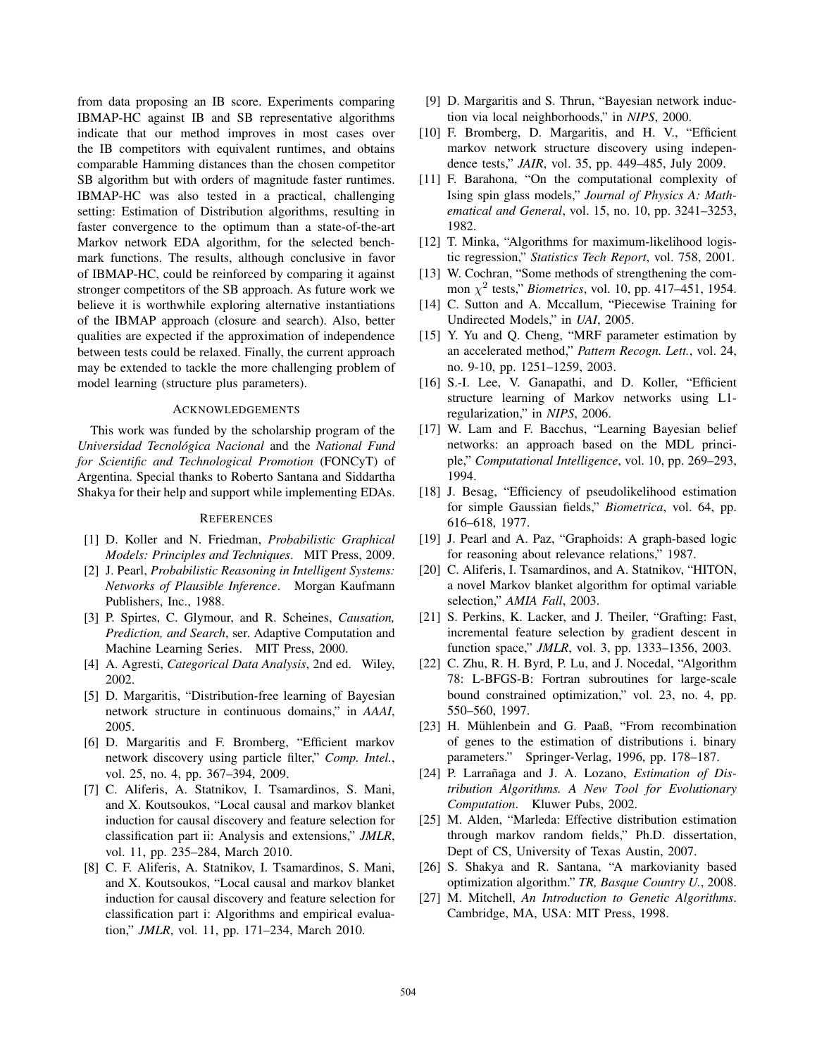from data proposing an IB score. Experiments comparing IBMAP-HC against IB and SB representative algorithms indicate that our method improves in most cases over the IB competitors with equivalent runtimes, and obtains comparable Hamming distances than the chosen competitor SB algorithm but with orders of magnitude faster runtimes. IBMAP-HC was also tested in a practical, challenging setting: Estimation of Distribution algorithms, resulting in faster convergence to the optimum than a state-of-the-art Markov network EDA algorithm, for the selected benchmark functions. The results, although conclusive in favor of IBMAP-HC, could be reinforced by comparing it against stronger competitors of the SB approach. As future work we believe it is worthwhile exploring alternative instantiations of the IBMAP approach (closure and search). Also, better qualities are expected if the approximation of independence between tests could be relaxed. Finally, the current approach may be extended to tackle the more challenging problem of model learning (structure plus parameters).

## Acknowledgements

This work was funded by the scholarship program of the *Universidad Tecnológica Nacional* and the *National Fund for Scientific and Technological Promotion* (FONCyT) of Argentina. Special thanks to Roberto Santana and Siddartha Shakya for their help and support while implementing EDAs.

## References

[1] D. Koller and N. Friedman, *Probabilistic Graphical Models: Principles and Techniques*. MIT Press, 2009.

[2] J. Pearl, *Probabilistic Reasoning in Intelligent Systems: Networks of Plausible Inference*. Morgan Kaufmann Publishers, Inc., 1988.

[3] P. Spirtes, C. Glymour, and R. Scheines, *Causation, Prediction, and Search*, ser. Adaptive Computation and Machine Learning Series. MIT Press, 2000.

[4] A. Agresti, *Categorical Data Analysis*, 2nd ed. Wiley, 2002.

[5] D. Margaritis, "Distribution-free learning of Bayesian network structure in continuous domains," in *AAAI*, 2005.

[6] D. Margaritis and F. Bromberg, "Efficient markov network discovery using particle filter," *Comp. Intel.*, vol. 25, no. 4, pp. 367–394, 2009.

[7] C. Aliferis, A. Statnikov, I. Tsamardinos, S. Mani, and X. Koutsoukos, "Local causal and markov blanket induction for causal discovery and feature selection for classification part ii: Analysis and extensions," *JMLR*, vol. 11, pp. 235–284, March 2010.

[8] C. F. Aliferis, A. Statnikov, I. Tsamardinos, S. Mani, and X. Koutsoukos, "Local causal and markov blanket induction for causal discovery and feature selection for classification part i: Algorithms and empirical evaluation," *JMLR*, vol. 11, pp. 171–234, March 2010.

[9] D. Margaritis and S. Thrun, "Bayesian network induction via local neighborhoods," in *NIPS*, 2000.

[10] F. Bromberg, D. Margaritis, and H. V., "Efficient markov network structure discovery using independence tests," *JAIR*, vol. 35, pp. 449–485, July 2009.

[11] F. Barahona, "On the computational complexity of Ising spin glass models," *Journal of Physics A: Mathematical and General*, vol. 15, no. 10, pp. 3241–3253, 1982.

[12] T. Minka, "Algorithms for maximum-likelihood logistic regression," *Statistics Tech Report*, vol. 758, 2001.

[13] W. Cochran, "Some methods of strengthening the common $\chi^2$ tests," *Biometrics*, vol. 10, pp. 417–451, 1954.

[14] C. Sutton and A. Mccallum, "Piecewise Training for Undirected Models," in *UAI*, 2005.

[15] Y. Yu and Q. Cheng, "MRF parameter estimation by an accelerated method," *Pattern Recogn. Lett.*, vol. 24, no. 9-10, pp. 1251–1259, 2003.

[16] S.-I. Lee, V. Ganapathi, and D. Koller, "Efficient structure learning of Markov networks using L1-regularization," in *NIPS*, 2006.

[17] W. Lam and F. Bacchus, "Learning Bayesian belief networks: an approach based on the MDL principle," *Computational Intelligence*, vol. 10, pp. 269–293, 1994.

[18] J. Besag, "Efficiency of pseudolikelihood estimation for simple Gaussian fields," *Biometrica*, vol. 64, pp. 616–618, 1977.

[19] J. Pearl and A. Paz, "Graphoids: A graph-based logic for reasoning about relevance relations," 1987.

[20] C. Aliferis, I. Tsamardinos, and A. Statnikov, "HITON, a novel Markov blanket algorithm for optimal variable selection," *AMIA Fall*, 2003.

[21] S. Perkins, K. Lacker, and J. Theiler, "Grafting: Fast, incremental feature selection by gradient descent in function space," *JMLR*, vol. 3, pp. 1333–1356, 2003.

[22] C. Zhu, R. H. Byrd, P. Lu, and J. Nocedal, "Algorithm 78: L-BFGS-B: Fortran subroutines for large-scale bound constrained optimization," vol. 23, no. 4, pp. 550–560, 1997.

[23] H. Mühlenbein and G. Paaß, "From recombination of genes to the estimation of distributions i. binary parameters." Springer-Verlag, 1996, pp. 178–187.

[24] P. Larrañaga and J. A. Lozano, *Estimation of Distribution Algorithms. A New Tool for Evolutionary Computation*. Kluwer Pubs, 2002.

[25] M. Alden, "Marleda: Effective distribution estimation through markov random fields," Ph.D. dissertation, Dept of CS, University of Texas Austin, 2007.

[26] S. Shakya and R. Santana, "A markovianity based optimization algorithm." *TR, Basque Country U.*, 2008.

[27] M. Mitchell, *An Introduction to Genetic Algorithms*. Cambridge, MA, USA: MIT Press, 1998.